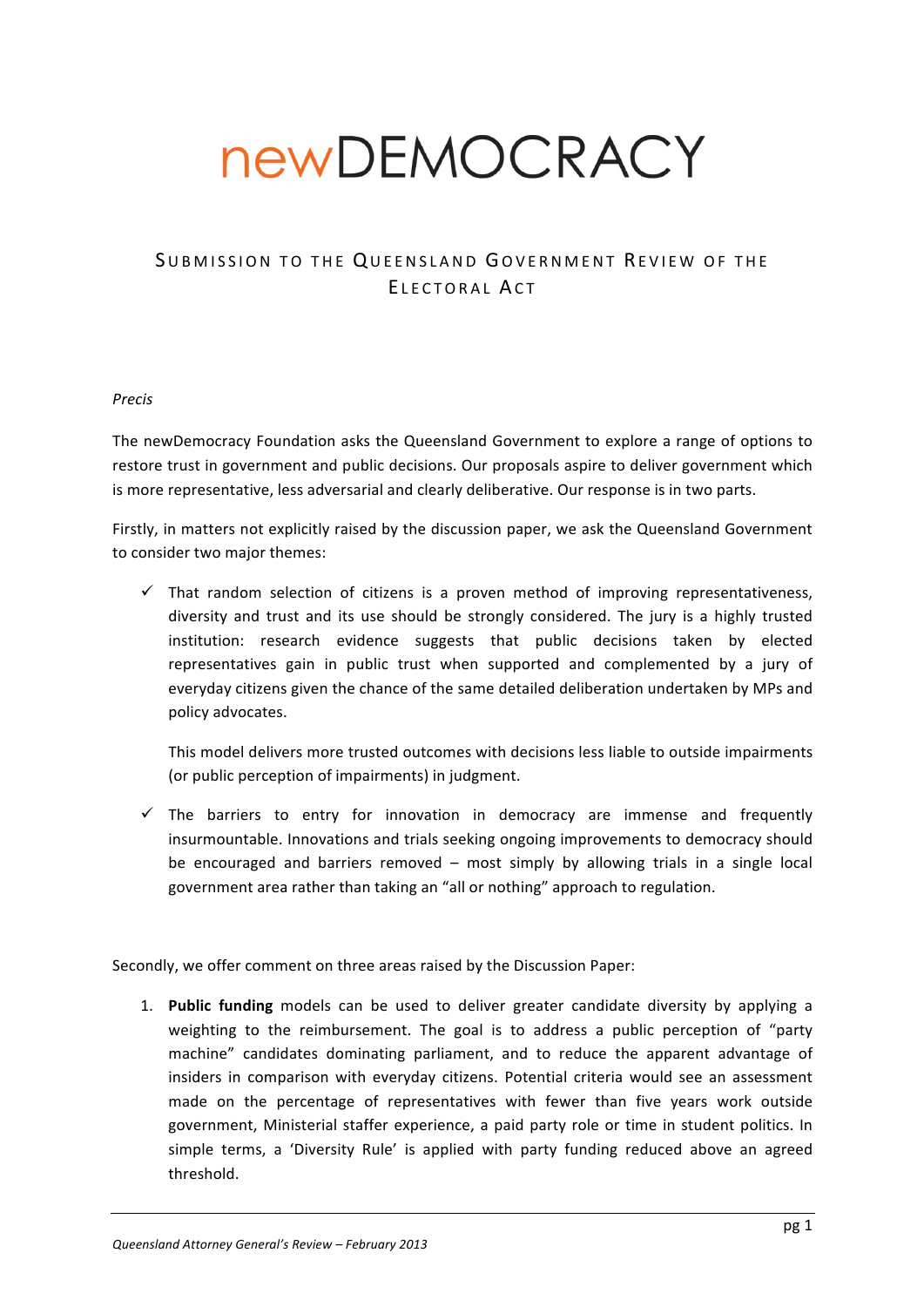# newDEMOCRACY

## Submission to the Queensland Government Review of the Electoral Act

*Precis*

The newDemocracy Foundation asks the Queensland Government to explore a range of options to restore trust in government and public decisions. Our proposals aspire to deliver government which is more representative, less adversarial and clearly deliberative. Our response is in two parts.

Firstly, in matters not explicitly raised by the discussion paper, we ask the Queensland Government to consider two major themes:

- ✓ That random selection of citizens is a proven method of improving representativeness, diversity and trust and its use should be strongly considered. The jury is a highly trusted institution: research evidence suggests that public decisions taken by elected representatives gain in public trust when supported and complemented by a jury of everyday citizens given the chance of the same detailed deliberation undertaken by MPs and policy advocates.

  This model delivers more trusted outcomes with decisions less liable to outside impairments (or public perception of impairments) in judgment.

- ✓ The barriers to entry for innovation in democracy are immense and frequently insurmountable. Innovations and trials seeking ongoing improvements to democracy should be encouraged and barriers removed – most simply by allowing trials in a single local government area rather than taking an "all or nothing" approach to regulation.

Secondly, we offer comment on three areas raised by the Discussion Paper:

1. **Public funding** models can be used to deliver greater candidate diversity by applying a weighting to the reimbursement. The goal is to address a public perception of "party machine" candidates dominating parliament, and to reduce the apparent advantage of insiders in comparison with everyday citizens. Potential criteria would see an assessment made on the percentage of representatives with fewer than five years work outside government, Ministerial staffer experience, a paid party role or time in student politics. In simple terms, a 'Diversity Rule' is applied with party funding reduced above an agreed threshold.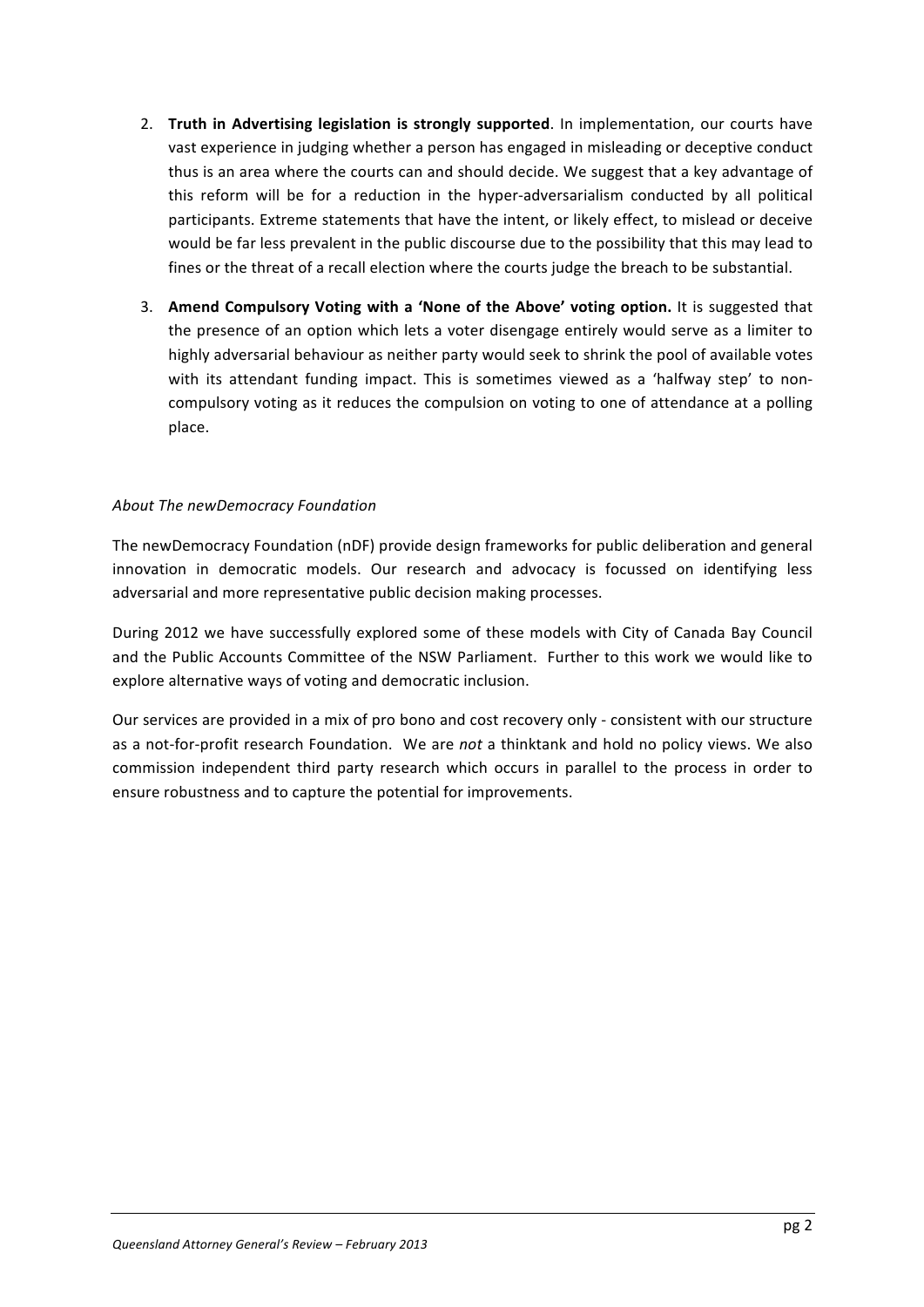2. **Truth in Advertising legislation is strongly supported**. In implementation, our courts have vast experience in judging whether a person has engaged in misleading or deceptive conduct thus is an area where the courts can and should decide. We suggest that a key advantage of this reform will be for a reduction in the hyper-adversarialism conducted by all political participants. Extreme statements that have the intent, or likely effect, to mislead or deceive would be far less prevalent in the public discourse due to the possibility that this may lead to fines or the threat of a recall election where the courts judge the breach to be substantial.

3. **Amend Compulsory Voting with a 'None of the Above' voting option.** It is suggested that the presence of an option which lets a voter disengage entirely would serve as a limiter to highly adversarial behaviour as neither party would seek to shrink the pool of available votes with its attendant funding impact. This is sometimes viewed as a 'halfway step' to non-compulsory voting as it reduces the compulsion on voting to one of attendance at a polling place.

*About The newDemocracy Foundation*

The newDemocracy Foundation (nDF) provide design frameworks for public deliberation and general innovation in democratic models. Our research and advocacy is focussed on identifying less adversarial and more representative public decision making processes.

During 2012 we have successfully explored some of these models with City of Canada Bay Council and the Public Accounts Committee of the NSW Parliament. Further to this work we would like to explore alternative ways of voting and democratic inclusion.

Our services are provided in a mix of pro bono and cost recovery only - consistent with our structure as a not-for-profit research Foundation. We are *not* a thinktank and hold no policy views. We also commission independent third party research which occurs in parallel to the process in order to ensure robustness and to capture the potential for improvements.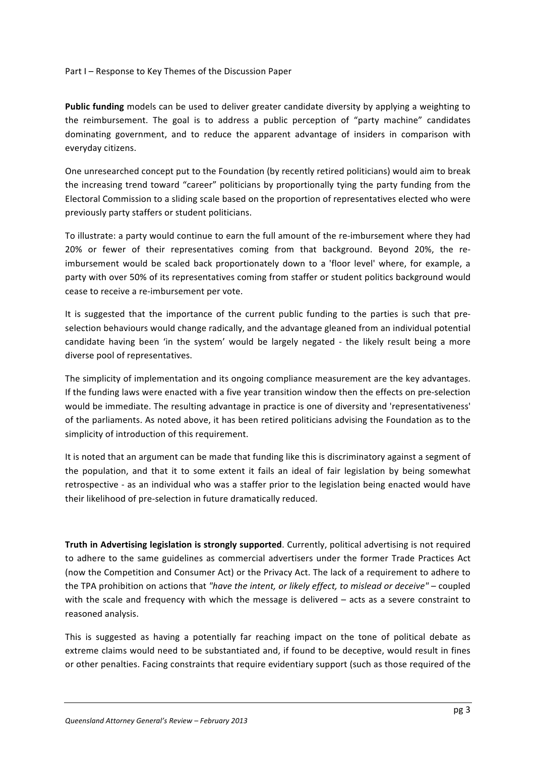Part I – Response to Key Themes of the Discussion Paper

**Public funding** models can be used to deliver greater candidate diversity by applying a weighting to the reimbursement. The goal is to address a public perception of "party machine" candidates dominating government, and to reduce the apparent advantage of insiders in comparison with everyday citizens.

One unresearched concept put to the Foundation (by recently retired politicians) would aim to break the increasing trend toward "career" politicians by proportionally tying the party funding from the Electoral Commission to a sliding scale based on the proportion of representatives elected who were previously party staffers or student politicians.

To illustrate: a party would continue to earn the full amount of the re-imbursement where they had 20% or fewer of their representatives coming from that background. Beyond 20%, the re-imbursement would be scaled back proportionately down to a 'floor level' where, for example, a party with over 50% of its representatives coming from staffer or student politics background would cease to receive a re-imbursement per vote.

It is suggested that the importance of the current public funding to the parties is such that pre-selection behaviours would change radically, and the advantage gleaned from an individual potential candidate having been 'in the system' would be largely negated - the likely result being a more diverse pool of representatives.

The simplicity of implementation and its ongoing compliance measurement are the key advantages. If the funding laws were enacted with a five year transition window then the effects on pre-selection would be immediate. The resulting advantage in practice is one of diversity and 'representativeness' of the parliaments. As noted above, it has been retired politicians advising the Foundation as to the simplicity of introduction of this requirement.

It is noted that an argument can be made that funding like this is discriminatory against a segment of the population, and that it to some extent it fails an ideal of fair legislation by being somewhat retrospective - as an individual who was a staffer prior to the legislation being enacted would have their likelihood of pre-selection in future dramatically reduced.

**Truth in Advertising legislation is strongly supported**. Currently, political advertising is not required to adhere to the same guidelines as commercial advertisers under the former Trade Practices Act (now the Competition and Consumer Act) or the Privacy Act. The lack of a requirement to adhere to the TPA prohibition on actions that *"have the intent, or likely effect, to mislead or deceive"* – coupled with the scale and frequency with which the message is delivered – acts as a severe constraint to reasoned analysis.

This is suggested as having a potentially far reaching impact on the tone of political debate as extreme claims would need to be substantiated and, if found to be deceptive, would result in fines or other penalties. Facing constraints that require evidentiary support (such as those required of the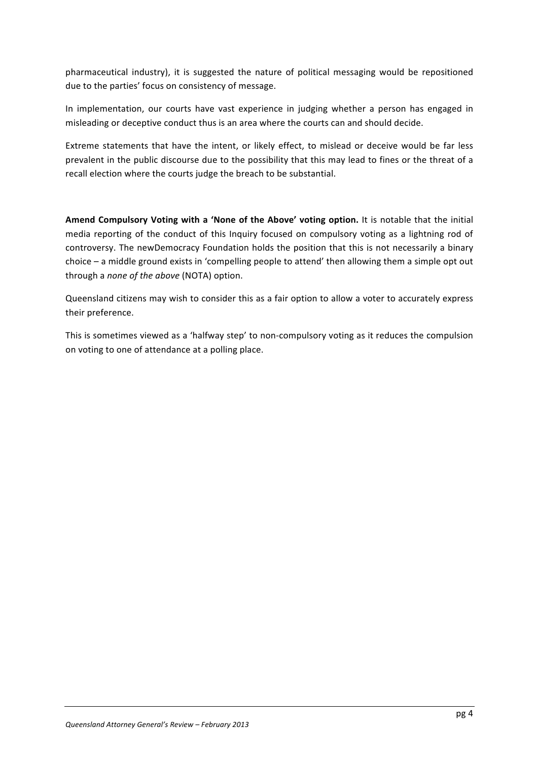pharmaceutical industry), it is suggested the nature of political messaging would be repositioned due to the parties' focus on consistency of message.

In implementation, our courts have vast experience in judging whether a person has engaged in misleading or deceptive conduct thus is an area where the courts can and should decide.

Extreme statements that have the intent, or likely effect, to mislead or deceive would be far less prevalent in the public discourse due to the possibility that this may lead to fines or the threat of a recall election where the courts judge the breach to be substantial.

**Amend Compulsory Voting with a 'None of the Above' voting option.** It is notable that the initial media reporting of the conduct of this Inquiry focused on compulsory voting as a lightning rod of controversy. The newDemocracy Foundation holds the position that this is not necessarily a binary choice – a middle ground exists in 'compelling people to attend' then allowing them a simple opt out through a *none of the above* (NOTA) option.

Queensland citizens may wish to consider this as a fair option to allow a voter to accurately express their preference.

This is sometimes viewed as a 'halfway step' to non-compulsory voting as it reduces the compulsion on voting to one of attendance at a polling place.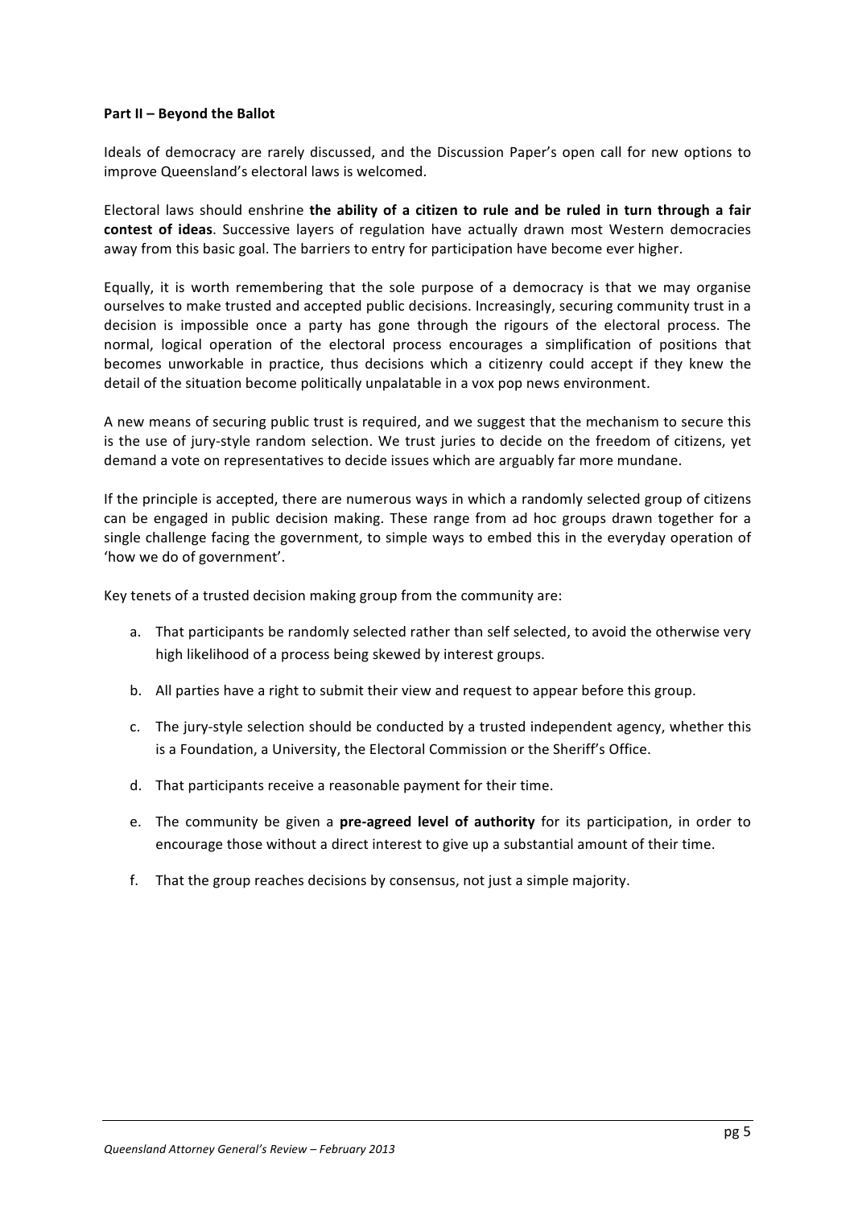**Part II – Beyond the Ballot**

Ideals of democracy are rarely discussed, and the Discussion Paper's open call for new options to improve Queensland's electoral laws is welcomed.

Electoral laws should enshrine **the ability of a citizen to rule and be ruled in turn through a fair contest of ideas**. Successive layers of regulation have actually drawn most Western democracies away from this basic goal. The barriers to entry for participation have become ever higher.

Equally, it is worth remembering that the sole purpose of a democracy is that we may organise ourselves to make trusted and accepted public decisions. Increasingly, securing community trust in a decision is impossible once a party has gone through the rigours of the electoral process. The normal, logical operation of the electoral process encourages a simplification of positions that becomes unworkable in practice, thus decisions which a citizenry could accept if they knew the detail of the situation become politically unpalatable in a vox pop news environment.

A new means of securing public trust is required, and we suggest that the mechanism to secure this is the use of jury-style random selection. We trust juries to decide on the freedom of citizens, yet demand a vote on representatives to decide issues which are arguably far more mundane.

If the principle is accepted, there are numerous ways in which a randomly selected group of citizens can be engaged in public decision making. These range from ad hoc groups drawn together for a single challenge facing the government, to simple ways to embed this in the everyday operation of 'how we do of government'.

Key tenets of a trusted decision making group from the community are:

a. That participants be randomly selected rather than self selected, to avoid the otherwise very high likelihood of a process being skewed by interest groups.

b. All parties have a right to submit their view and request to appear before this group.

c. The jury-style selection should be conducted by a trusted independent agency, whether this is a Foundation, a University, the Electoral Commission or the Sheriff's Office.

d. That participants receive a reasonable payment for their time.

e. The community be given a **pre-agreed level of authority** for its participation, in order to encourage those without a direct interest to give up a substantial amount of their time.

f. That the group reaches decisions by consensus, not just a simple majority.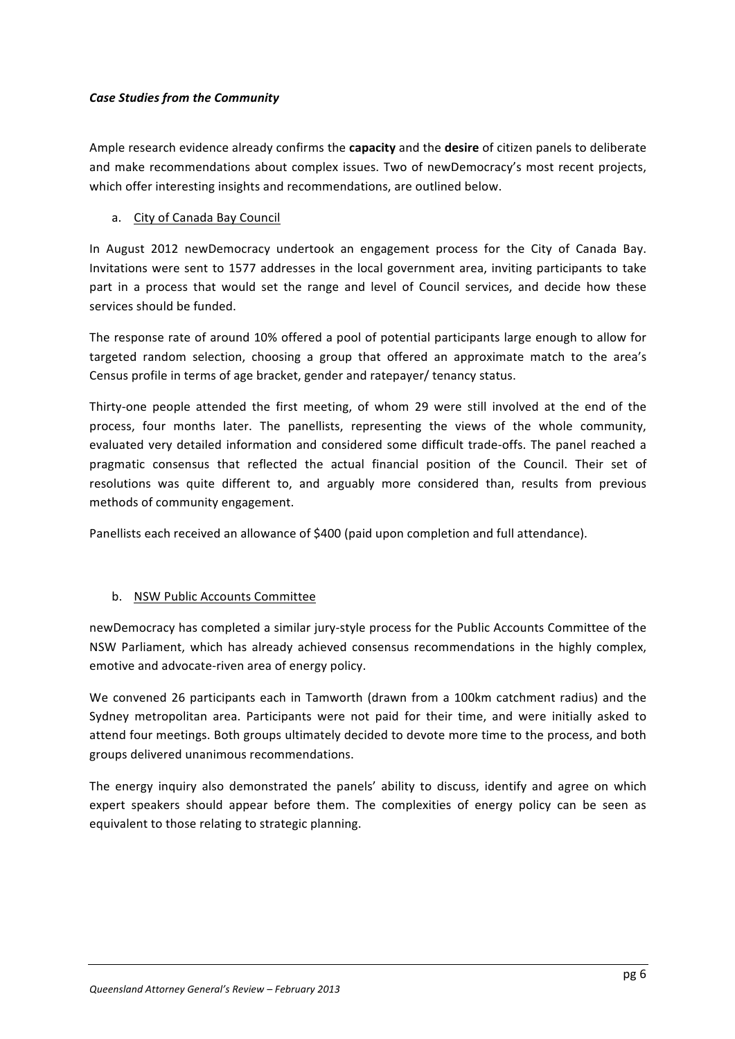***Case Studies from the Community***

Ample research evidence already confirms the **capacity** and the **desire** of citizen panels to deliberate and make recommendations about complex issues. Two of newDemocracy's most recent projects, which offer interesting insights and recommendations, are outlined below.

a. City of Canada Bay Council

In August 2012 newDemocracy undertook an engagement process for the City of Canada Bay. Invitations were sent to 1577 addresses in the local government area, inviting participants to take part in a process that would set the range and level of Council services, and decide how these services should be funded.

The response rate of around 10% offered a pool of potential participants large enough to allow for targeted random selection, choosing a group that offered an approximate match to the area's Census profile in terms of age bracket, gender and ratepayer/ tenancy status.

Thirty-one people attended the first meeting, of whom 29 were still involved at the end of the process, four months later. The panellists, representing the views of the whole community, evaluated very detailed information and considered some difficult trade-offs. The panel reached a pragmatic consensus that reflected the actual financial position of the Council. Their set of resolutions was quite different to, and arguably more considered than, results from previous methods of community engagement.

Panellists each received an allowance of $400 (paid upon completion and full attendance).

b. NSW Public Accounts Committee

newDemocracy has completed a similar jury-style process for the Public Accounts Committee of the NSW Parliament, which has already achieved consensus recommendations in the highly complex, emotive and advocate-riven area of energy policy.

We convened 26 participants each in Tamworth (drawn from a 100km catchment radius) and the Sydney metropolitan area. Participants were not paid for their time, and were initially asked to attend four meetings. Both groups ultimately decided to devote more time to the process, and both groups delivered unanimous recommendations.

The energy inquiry also demonstrated the panels' ability to discuss, identify and agree on which expert speakers should appear before them. The complexities of energy policy can be seen as equivalent to those relating to strategic planning.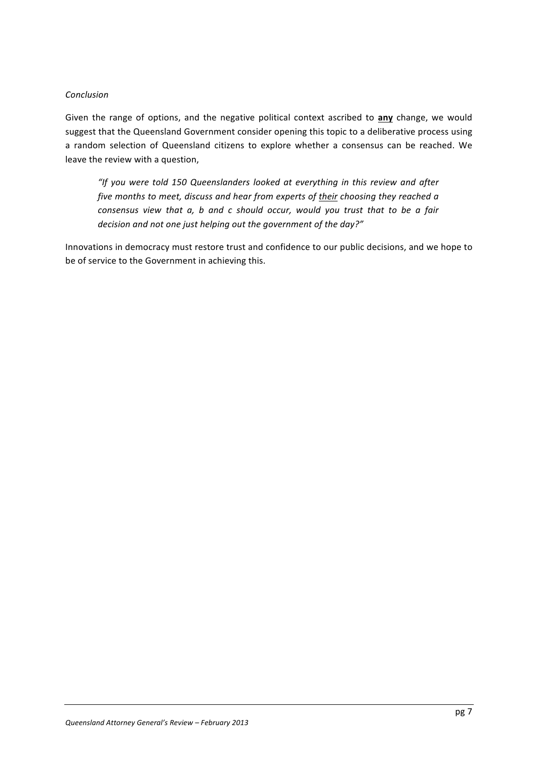*Conclusion*

Given the range of options, and the negative political context ascribed to **<u>any</u>** change, we would suggest that the Queensland Government consider opening this topic to a deliberative process using a random selection of Queensland citizens to explore whether a consensus can be reached. We leave the review with a question,

> *"If you were told 150 Queenslanders looked at everything in this review and after five months to meet, discuss and hear from experts of <u>their</u> choosing they reached a consensus view that a, b and c should occur, would you trust that to be a fair decision and not one just helping out the government of the day?"*

Innovations in democracy must restore trust and confidence to our public decisions, and we hope to be of service to the Government in achieving this.